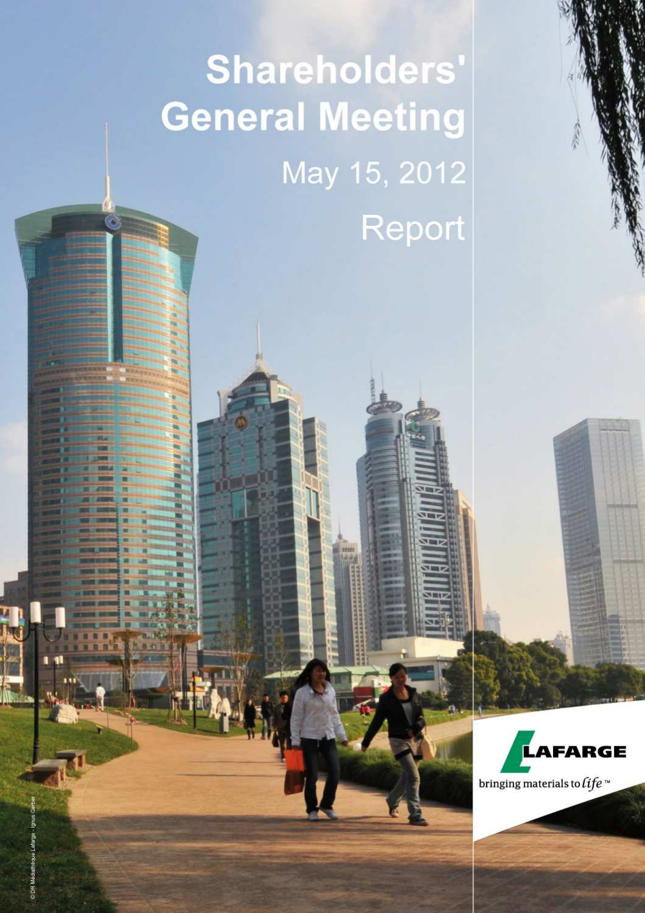# Shareholders' General Meeting

May 15, 2012

Report

LAFARGE

bringing materials to *life*™

© DR Médiathèque Lafarge - Ignus Gerber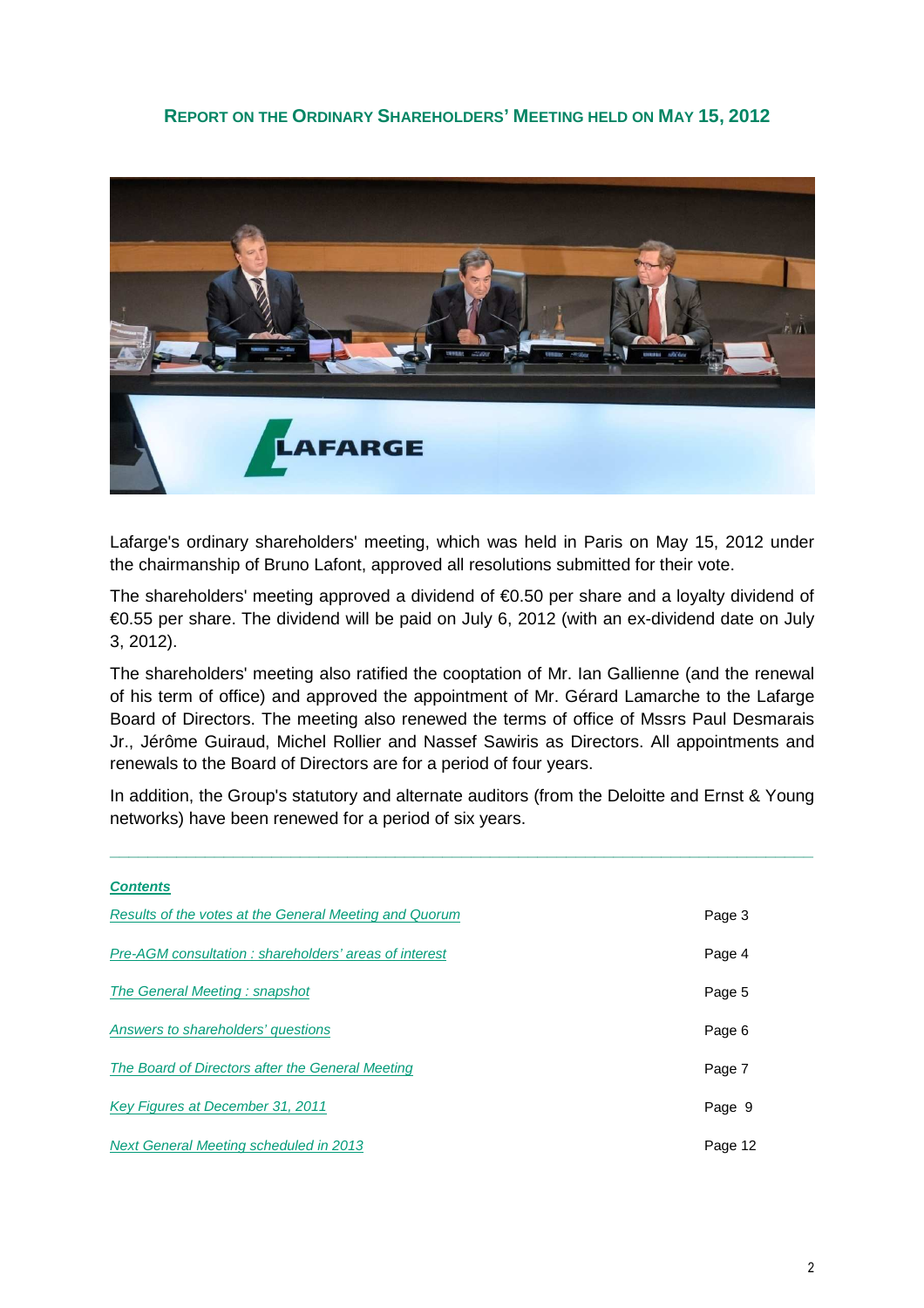# Report on the Ordinary Shareholders' Meeting held on May 15, 2012

Lafarge's ordinary shareholders' meeting, which was held in Paris on May 15, 2012 under the chairmanship of Bruno Lafont, approved all resolutions submitted for their vote.

The shareholders' meeting approved a dividend of €0.50 per share and a loyalty dividend of €0.55 per share. The dividend will be paid on July 6, 2012 (with an ex-dividend date on July 3, 2012).

The shareholders' meeting also ratified the cooptation of Mr. Ian Gallienne (and the renewal of his term of office) and approved the appointment of Mr. Gérard Lamarche to the Lafarge Board of Directors. The meeting also renewed the terms of office of Mssrs Paul Desmarais Jr., Jérôme Guiraud, Michel Rollier and Nassef Sawiris as Directors. All appointments and renewals to the Board of Directors are for a period of four years.

In addition, the Group's statutory and alternate auditors (from the Deloitte and Ernst & Young networks) have been renewed for a period of six years.

---

***Contents***

| | |
|---|---|
| *Results of the votes at the General Meeting and Quorum* | Page 3 |
| *Pre-AGM consultation : shareholders' areas of interest* | Page 4 |
| *The General Meeting : snapshot* | Page 5 |
| *Answers to shareholders' questions* | Page 6 |
| *The Board of Directors after the General Meeting* | Page 7 |
| *Key Figures at December 31, 2011* | Page 9 |
| *Next General Meeting scheduled in 2013* | Page 12 |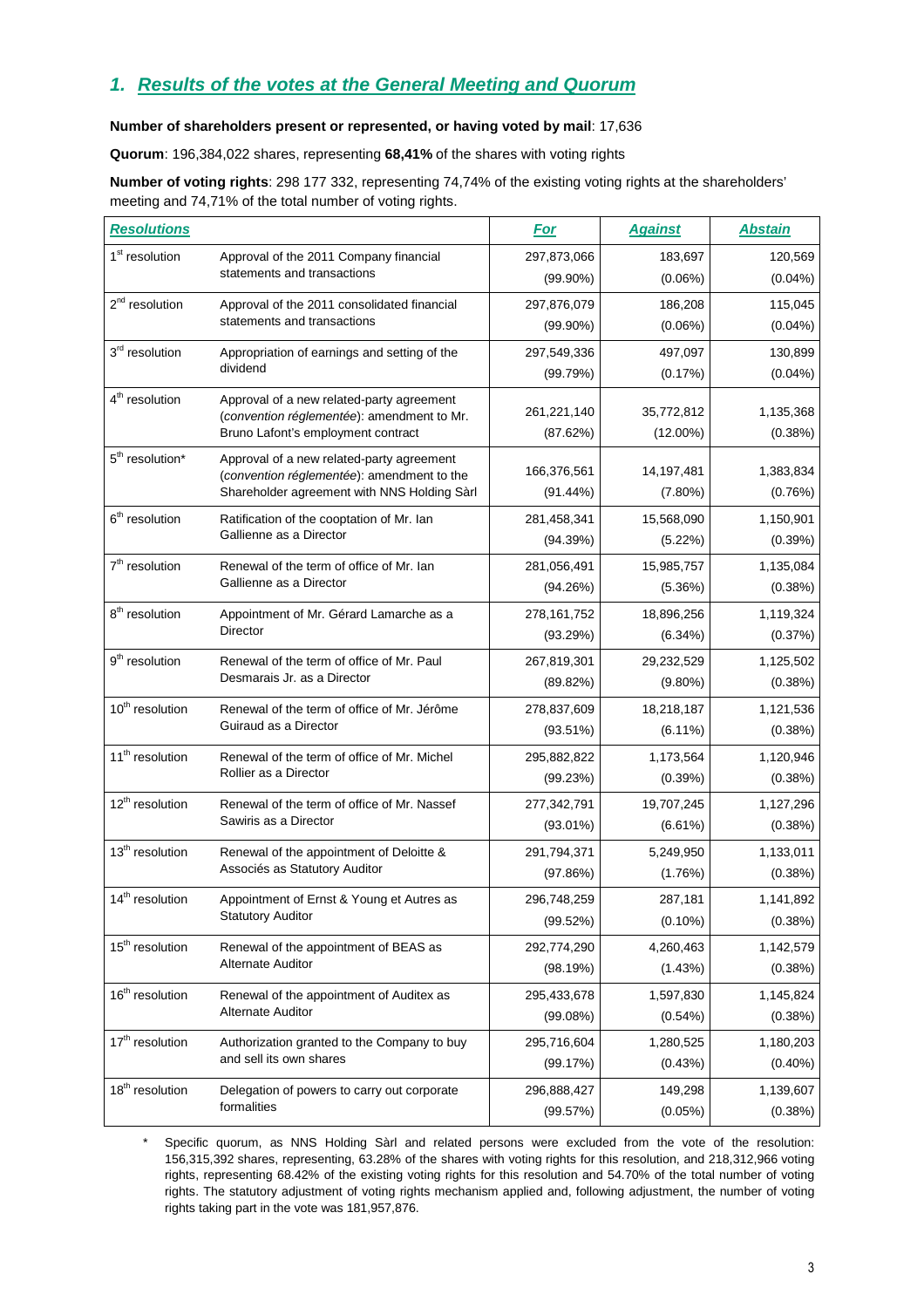## 1. Results of the votes at the General Meeting and Quorum

**Number of shareholders present or represented, or having voted by mail**: 17,636

**Quorum**: 196,384,022 shares, representing **68,41%** of the shares with voting rights

**Number of voting rights**: 298 177 332, representing 74,74% of the existing voting rights at the shareholders' meeting and 74,71% of the total number of voting rights.

| Resolutions | | For | Against | Abstain |
|---|---|---|---|---|
| 1st resolution | Approval of the 2011 Company financial statements and transactions | 297,873,066 (99.90%) | 183,697 (0.06%) | 120,569 (0.04%) |
| 2nd resolution | Approval of the 2011 consolidated financial statements and transactions | 297,876,079 (99.90%) | 186,208 (0.06%) | 115,045 (0.04%) |
| 3rd resolution | Appropriation of earnings and setting of the dividend | 297,549,336 (99.79%) | 497,097 (0.17%) | 130,899 (0.04%) |
| 4th resolution | Approval of a new related-party agreement (*convention réglementée*): amendment to Mr. Bruno Lafont's employment contract | 261,221,140 (87.62%) | 35,772,812 (12.00%) | 1,135,368 (0.38%) |
| 5th resolution* | Approval of a new related-party agreement (*convention réglementée*): amendment to the Shareholder agreement with NNS Holding Sàrl | 166,376,561 (91.44%) | 14,197,481 (7.80%) | 1,383,834 (0.76%) |
| 6th resolution | Ratification of the cooptation of Mr. Ian Gallienne as a Director | 281,458,341 (94.39%) | 15,568,090 (5.22%) | 1,150,901 (0.39%) |
| 7th resolution | Renewal of the term of office of Mr. Ian Gallienne as a Director | 281,056,491 (94.26%) | 15,985,757 (5.36%) | 1,135,084 (0.38%) |
| 8th resolution | Appointment of Mr. Gérard Lamarche as a Director | 278,161,752 (93.29%) | 18,896,256 (6.34%) | 1,119,324 (0.37%) |
| 9th resolution | Renewal of the term of office of Mr. Paul Desmarais Jr. as a Director | 267,819,301 (89.82%) | 29,232,529 (9.80%) | 1,125,502 (0.38%) |
| 10th resolution | Renewal of the term of office of Mr. Jérôme Guiraud as a Director | 278,837,609 (93.51%) | 18,218,187 (6.11%) | 1,121,536 (0.38%) |
| 11th resolution | Renewal of the term of office of Mr. Michel Rollier as a Director | 295,882,822 (99.23%) | 1,173,564 (0.39%) | 1,120,946 (0.38%) |
| 12th resolution | Renewal of the term of office of Mr. Nassef Sawiris as a Director | 277,342,791 (93.01%) | 19,707,245 (6.61%) | 1,127,296 (0.38%) |
| 13th resolution | Renewal of the appointment of Deloitte & Associés as Statutory Auditor | 291,794,371 (97.86%) | 5,249,950 (1.76%) | 1,133,011 (0.38%) |
| 14th resolution | Appointment of Ernst & Young et Autres as Statutory Auditor | 296,748,259 (99.52%) | 287,181 (0.10%) | 1,141,892 (0.38%) |
| 15th resolution | Renewal of the appointment of BEAS as Alternate Auditor | 292,774,290 (98.19%) | 4,260,463 (1.43%) | 1,142,579 (0.38%) |
| 16th resolution | Renewal of the appointment of Auditex as Alternate Auditor | 295,433,678 (99.08%) | 1,597,830 (0.54%) | 1,145,824 (0.38%) |
| 17th resolution | Authorization granted to the Company to buy and sell its own shares | 295,716,604 (99.17%) | 1,280,525 (0.43%) | 1,180,203 (0.40%) |
| 18th resolution | Delegation of powers to carry out corporate formalities | 296,888,427 (99.57%) | 149,298 (0.05%) | 1,139,607 (0.38%) |

\* Specific quorum, as NNS Holding Sàrl and related persons were excluded from the vote of the resolution: 156,315,392 shares, representing, 63.28% of the shares with voting rights for this resolution, and 218,312,966 voting rights, representing 68.42% of the existing voting rights for this resolution and 54.70% of the total number of voting rights. The statutory adjustment of voting rights mechanism applied and, following adjustment, the number of voting rights taking part in the vote was 181,957,876.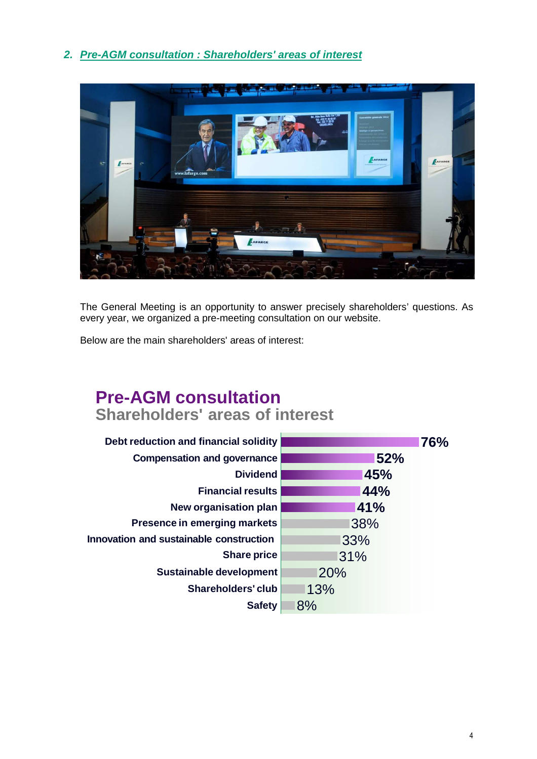## 2. Pre-AGM consultation : Shareholders' areas of interest

The General Meeting is an opportunity to answer precisely shareholders' questions. As every year, we organized a pre-meeting consultation on our website.

Below are the main shareholders' areas of interest:

### Pre-AGM consultation
**Shareholders' areas of interest**

| Area of interest | % |
|---|---|
| Debt reduction and financial solidity | 76% |
| Compensation and governance | 52% |
| Dividend | 45% |
| Financial results | 44% |
| New organisation plan | 41% |
| Presence in emerging markets | 38% |
| Innovation and sustainable construction | 33% |
| Share price | 31% |
| Sustainable development | 20% |
| Shareholders' club | 13% |
| Safety | 8% |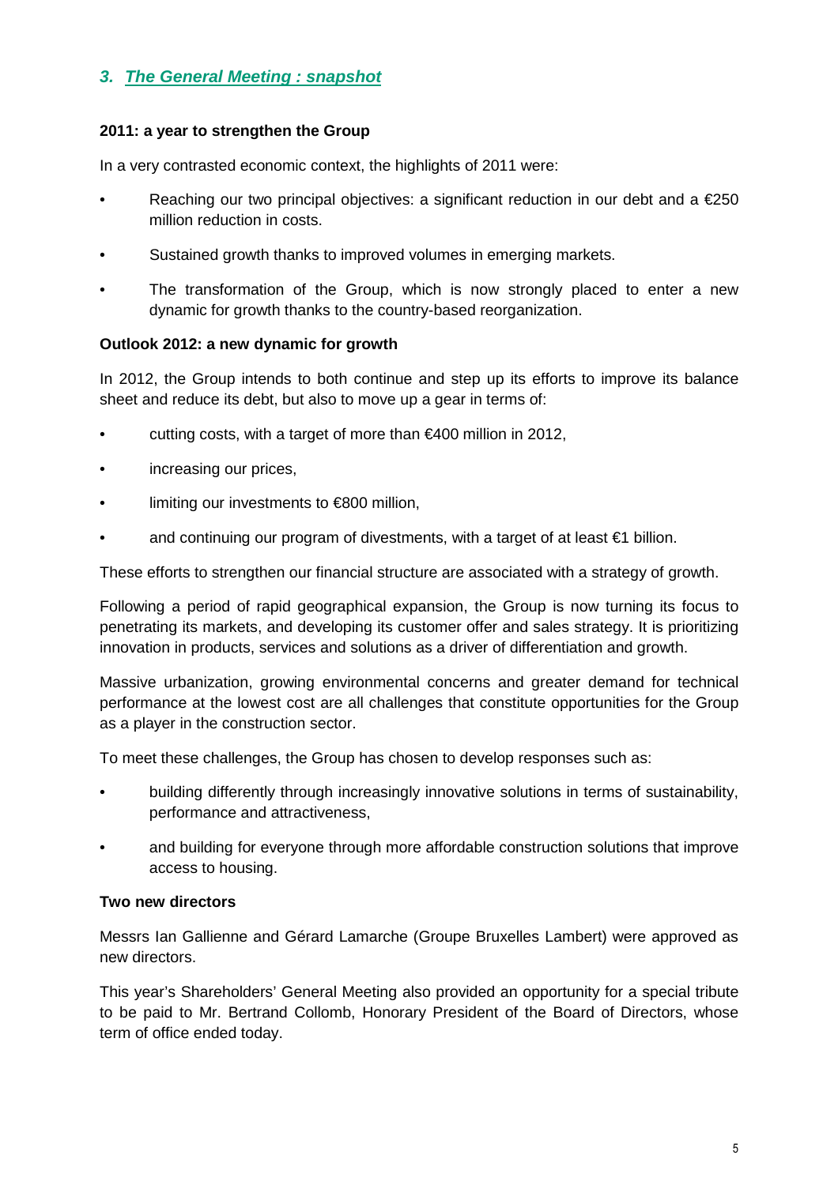## 3. The General Meeting : snapshot

**2011: a year to strengthen the Group**

In a very contrasted economic context, the highlights of 2011 were:

- Reaching our two principal objectives: a significant reduction in our debt and a €250 million reduction in costs.
- Sustained growth thanks to improved volumes in emerging markets.
- The transformation of the Group, which is now strongly placed to enter a new dynamic for growth thanks to the country-based reorganization.

**Outlook 2012: a new dynamic for growth**

In 2012, the Group intends to both continue and step up its efforts to improve its balance sheet and reduce its debt, but also to move up a gear in terms of:

- cutting costs, with a target of more than €400 million in 2012,
- increasing our prices,
- limiting our investments to €800 million,
- and continuing our program of divestments, with a target of at least €1 billion.

These efforts to strengthen our financial structure are associated with a strategy of growth.

Following a period of rapid geographical expansion, the Group is now turning its focus to penetrating its markets, and developing its customer offer and sales strategy. It is prioritizing innovation in products, services and solutions as a driver of differentiation and growth.

Massive urbanization, growing environmental concerns and greater demand for technical performance at the lowest cost are all challenges that constitute opportunities for the Group as a player in the construction sector.

To meet these challenges, the Group has chosen to develop responses such as:

- building differently through increasingly innovative solutions in terms of sustainability, performance and attractiveness,
- and building for everyone through more affordable construction solutions that improve access to housing.

**Two new directors**

Messrs Ian Gallienne and Gérard Lamarche (Groupe Bruxelles Lambert) were approved as new directors.

This year's Shareholders' General Meeting also provided an opportunity for a special tribute to be paid to Mr. Bertrand Collomb, Honorary President of the Board of Directors, whose term of office ended today.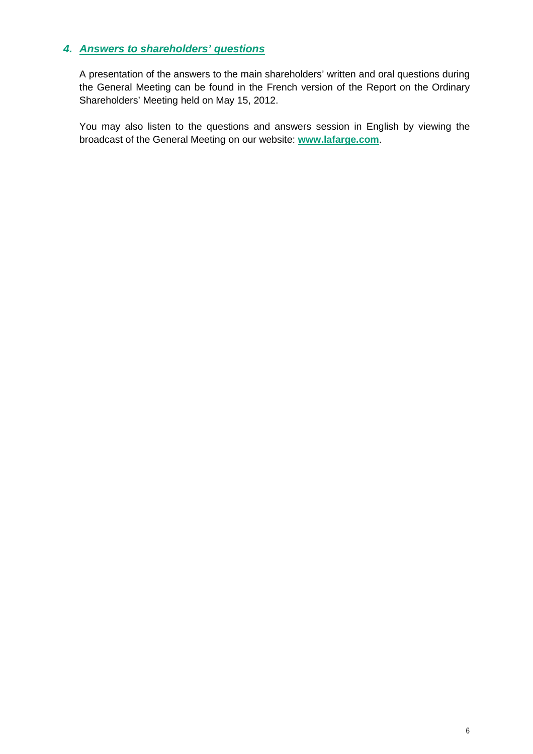## *4. Answers to shareholders' questions*

A presentation of the answers to the main shareholders' written and oral questions during the General Meeting can be found in the French version of the Report on the Ordinary Shareholders' Meeting held on May 15, 2012.

You may also listen to the questions and answers session in English by viewing the broadcast of the General Meeting on our website: **www.lafarge.com**.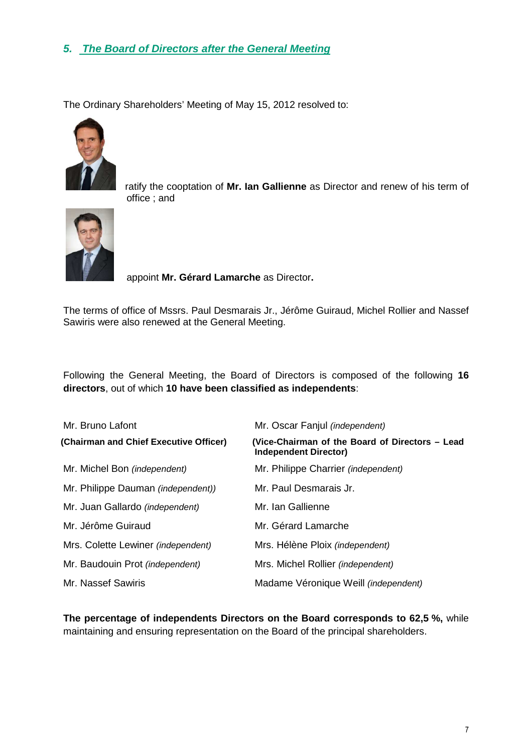## *5. The Board of Directors after the General Meeting*

The Ordinary Shareholders' Meeting of May 15, 2012 resolved to:

ratify the cooptation of **Mr. Ian Gallienne** as Director and renew of his term of office ; and

appoint **Mr. Gérard Lamarche** as Director**.**

The terms of office of Mssrs. Paul Desmarais Jr., Jérôme Guiraud, Michel Rollier and Nassef Sawiris were also renewed at the General Meeting.

Following the General Meeting, the Board of Directors is composed of the following **16 directors**, out of which **10 have been classified as independents**:

| | |
|---|---|
| Mr. Bruno Lafont **(Chairman and Chief Executive Officer)** | Mr. Oscar Fanjul *(independent)* **(Vice-Chairman of the Board of Directors – Lead Independent Director)** |
| Mr. Michel Bon *(independent)* | Mr. Philippe Charrier *(independent)* |
| Mr. Philippe Dauman *(independent))* | Mr. Paul Desmarais Jr. |
| Mr. Juan Gallardo *(independent)* | Mr. Ian Gallienne |
| Mr. Jérôme Guiraud | Mr. Gérard Lamarche |
| Mrs. Colette Lewiner *(independent)* | Mrs. Hélène Ploix *(independent)* |
| Mr. Baudouin Prot *(independent)* | Mrs. Michel Rollier *(independent)* |
| Mr. Nassef Sawiris | Madame Véronique Weill *(independent)* |

**The percentage of independents Directors on the Board corresponds to 62,5 %,** while maintaining and ensuring representation on the Board of the principal shareholders.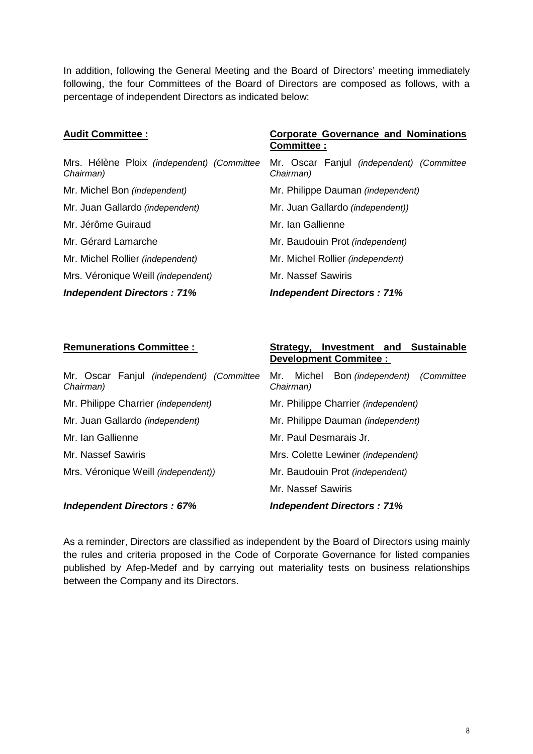In addition, following the General Meeting and the Board of Directors' meeting immediately following, the four Committees of the Board of Directors are composed as follows, with a percentage of independent Directors as indicated below:

**Audit Committee :**

Mrs. Hélène Ploix *(independent) (Committee Chairman)*

Mr. Michel Bon *(independent)*

Mr. Juan Gallardo *(independent)*

Mr. Jérôme Guiraud

Mr. Gérard Lamarche

Mr. Michel Rollier *(independent)*

Mrs. Véronique Weill *(independent)*

***Independent Directors : 71%***

**Corporate Governance and Nominations Committee :**

Mr. Oscar Fanjul *(independent) (Committee Chairman)*

Mr. Philippe Dauman *(independent)*

Mr. Juan Gallardo *(independent))*

Mr. Ian Gallienne

Mr. Baudouin Prot *(independent)*

Mr. Michel Rollier *(independent)*

Mr. Nassef Sawiris

***Independent Directors : 71%***

**Remunerations Committee :**

Mr. Oscar Fanjul *(independent) (Committee Chairman)*

Mr. Philippe Charrier *(independent)*

Mr. Juan Gallardo *(independent)*

Mr. Ian Gallienne

Mr. Nassef Sawiris

Mrs. Véronique Weill *(independent))*

***Independent Directors : 67%***

**Strategy, Investment and Sustainable Development Commitee :**

Mr. Michel Bon *(independent) (Committee Chairman)*

Mr. Philippe Charrier *(independent)*

Mr. Philippe Dauman *(independent)*

Mr. Paul Desmarais Jr.

Mrs. Colette Lewiner *(independent)*

Mr. Baudouin Prot *(independent)*

Mr. Nassef Sawiris

***Independent Directors : 71%***

As a reminder, Directors are classified as independent by the Board of Directors using mainly the rules and criteria proposed in the Code of Corporate Governance for listed companies published by Afep-Medef and by carrying out materiality tests on business relationships between the Company and its Directors.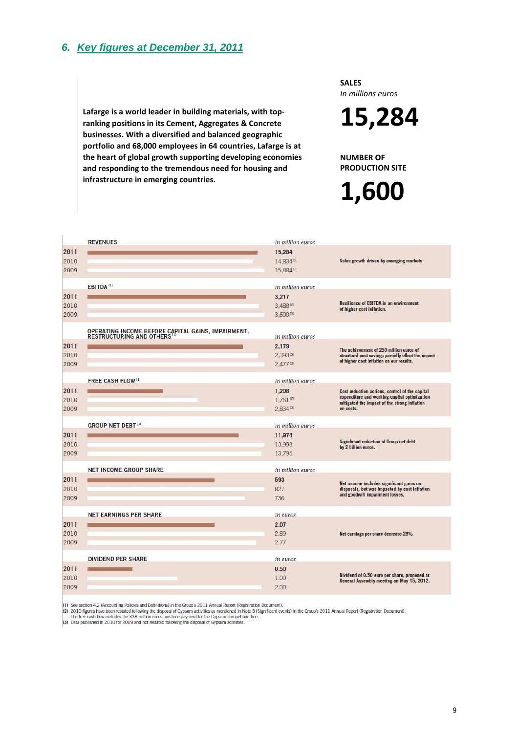## 6. Key figures at December 31, 2011

**Lafarge is a world leader in building materials, with top-ranking positions in its Cement, Aggregates & Concrete businesses. With a diversified and balanced geographic portfolio and 68,000 employees in 64 countries, Lafarge is at the heart of global growth supporting developing economies and responding to the tremendous need for housing and infrastructure in emerging countries.**

**SALES**
*In millions euros*

# 15,284

**NUMBER OF PRODUCTION SITE**

# 1,600

| | REVENUES | *in million euros* | |
|---|---|---|---|
| **2011** | | **15,284** | Sales growth driven by emerging markets. |
| 2010 | | 14,834 [2] | |
| 2009 | | 15,884 [3] | |

| | EBITDA [1] | *in million euros* | |
|---|---|---|---|
| **2011** | | **3,217** | Resilience of EBITDA in an environment of higher cost inflation. |
| 2010 | | 3,488 [2] | |
| 2009 | | 3,600 [3] | |

| | OPERATING INCOME BEFORE CAPITAL GAINS, IMPAIRMENT, RESTRUCTURING AND OTHERS [1] | *in million euros* | |
|---|---|---|---|
| **2011** | | **2,179** | The achievement of 250 million euros of structural cost savings partially offset the impact of higher cost inflation on our results. |
| 2010 | | 2,393 [2] | |
| 2009 | | 2,477 [3] | |

| | FREE CASH FLOW [1] | *in million euros* | |
|---|---|---|---|
| **2011** | | **1,208** | Cost reduction actions, control of the capital expenditure and working capital optimization mitigated the impact of the strong inflation on costs. |
| 2010 | | 1,761 [2] | |
| 2009 | | 2,834 [3] | |

| | GROUP NET DEBT [1] | *in million euros* | |
|---|---|---|---|
| **2011** | | **11,974** | Significant reduction of Group net debt by 2 billion euros. |
| 2010 | | 13,993 | |
| 2009 | | 13,795 | |

| | NET INCOME GROUP SHARE | *in million euros* | |
|---|---|---|---|
| **2011** | | **593** | Net income includes significant gains on disposals, but was impacted by cost inflation and goodwill impairment losses. |
| 2010 | | 827 | |
| 2009 | | 736 | |

| | NET EARNINGS PER SHARE | *in euros* | |
|---|---|---|---|
| **2011** | | **2.07** | Net earnings per share decrease 28%. |
| 2010 | | 2.89 | |
| 2009 | | 2.77 | |

| | DIVIDEND PER SHARE | *in euros* | |
|---|---|---|---|
| **2011** | | **0.50** | Dividend of 0.50 euro per share, proposed at General Assembly meeting on May 15, 2012. |
| 2010 | | 1.00 | |
| 2009 | | 2.00 | |

(1) See section 4.2 (Accounting Policies and Definitions) in the Group's 2011 Annual Report (Registration Document).
(2) 2010 figures have been restated following the disposal of Gypsum activities as mentioned in Note 3 (Significant events) in the Group's 2011 Annual Report (Registration Document). The free cash flow includes the 338 million euros one time payment for the Gypsum competition fine.
(3) Data published in 2010 for 2009 and not restated following the disposal of Gypsum activities.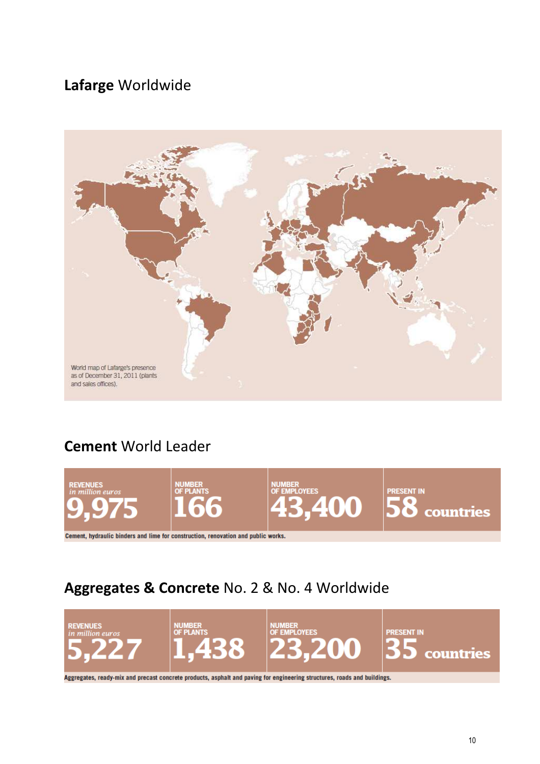## **Lafarge** Worldwide

World map of Lafarge's presence as of December 31, 2011 (plants and sales offices).

## **Cement** World Leader

| REVENUES *in million euros* | NUMBER OF PLANTS | NUMBER OF EMPLOYEES | PRESENT IN |
|---|---|---|---|
| 9,975 | 166 | 43,400 | 58 countries |

Cement, hydraulic binders and lime for construction, renovation and public works.

## **Aggregates & Concrete** No. 2 & No. 4 Worldwide

| REVENUES *in million euros* | NUMBER OF PLANTS | NUMBER OF EMPLOYEES | PRESENT IN |
|---|---|---|---|
| 5,227 | 1,438 | 23,200 | 35 countries |

Aggregates, ready-mix and precast concrete products, asphalt and paving for engineering structures, roads and buildings.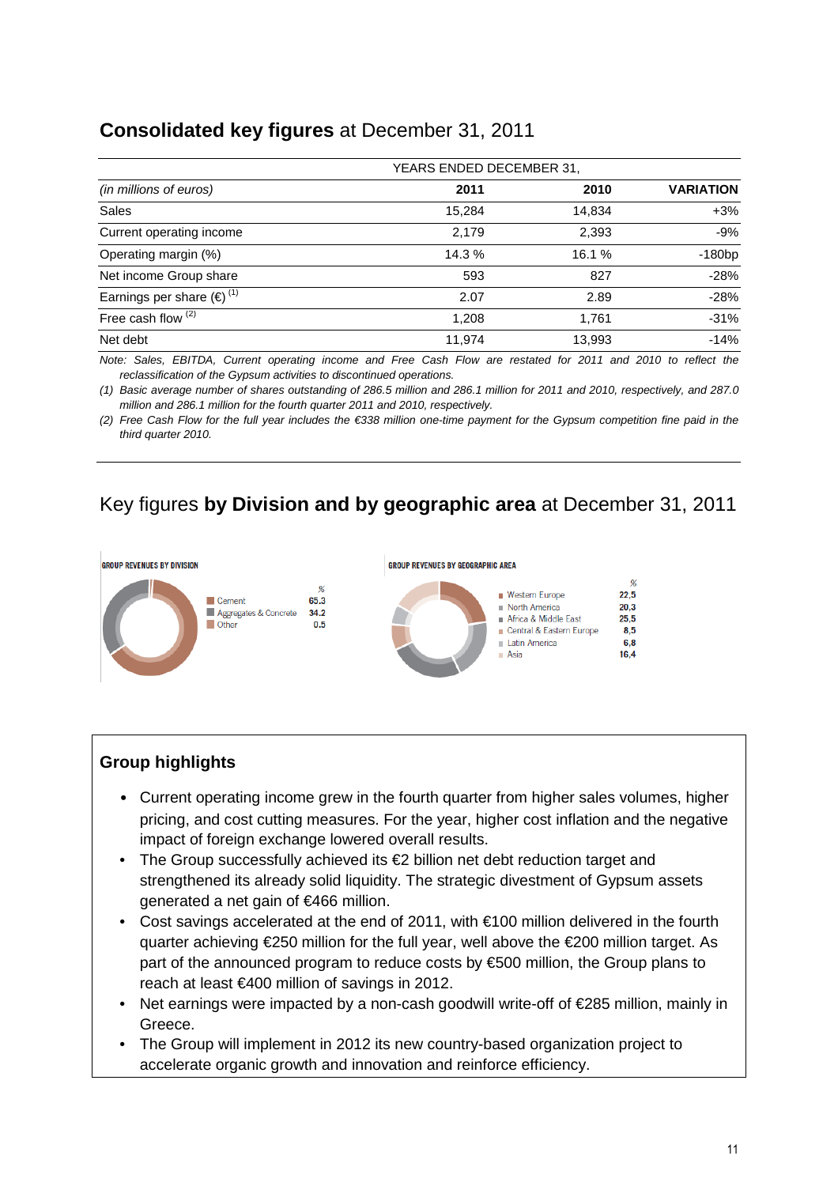## **Consolidated key figures** at December 31, 2011

| *(in millions of euros)* | YEARS ENDED DECEMBER 31, 2011 | 2010 | VARIATION |
|---|---|---|---|
| Sales | 15,284 | 14,834 | +3% |
| Current operating income | 2,179 | 2,393 | -9% |
| Operating margin (%) | 14.3 % | 16.1 % | -180bp |
| Net income Group share | 593 | 827 | -28% |
| Earnings per share (€) (1) | 2.07 | 2.89 | -28% |
| Free cash flow (2) | 1,208 | 1,761 | -31% |
| Net debt | 11,974 | 13,993 | -14% |

*Note: Sales, EBITDA, Current operating income and Free Cash Flow are restated for 2011 and 2010 to reflect the reclassification of the Gypsum activities to discontinued operations.*

*(1) Basic average number of shares outstanding of 286.5 million and 286.1 million for 2011 and 2010, respectively, and 287.0 million and 286.1 million for the fourth quarter 2011 and 2010, respectively.*

*(2) Free Cash Flow for the full year includes the €338 million one-time payment for the Gypsum competition fine paid in the third quarter 2010.*

## Key figures **by Division and by geographic area** at December 31, 2011

**GROUP REVENUES BY DIVISION**

| | % |
|---|---|
| Cement | 65.3 |
| Aggregates & Concrete | 34.2 |
| Other | 0.5 |

**GROUP REVENUES BY GEOGRAPHIC AREA**

| | % |
|---|---|
| Western Europe | 22,5 |
| North America | 20,3 |
| Africa & Middle East | 25,5 |
| Central & Eastern Europe | 8,5 |
| Latin America | 6,8 |
| Asia | 16,4 |

### Group highlights

- Current operating income grew in the fourth quarter from higher sales volumes, higher pricing, and cost cutting measures. For the year, higher cost inflation and the negative impact of foreign exchange lowered overall results.
- The Group successfully achieved its €2 billion net debt reduction target and strengthened its already solid liquidity. The strategic divestment of Gypsum assets generated a net gain of €466 million.
- Cost savings accelerated at the end of 2011, with €100 million delivered in the fourth quarter achieving €250 million for the full year, well above the €200 million target. As part of the announced program to reduce costs by €500 million, the Group plans to reach at least €400 million of savings in 2012.
- Net earnings were impacted by a non-cash goodwill write-off of €285 million, mainly in Greece.
- The Group will implement in 2012 its new country-based organization project to accelerate organic growth and innovation and reinforce efficiency.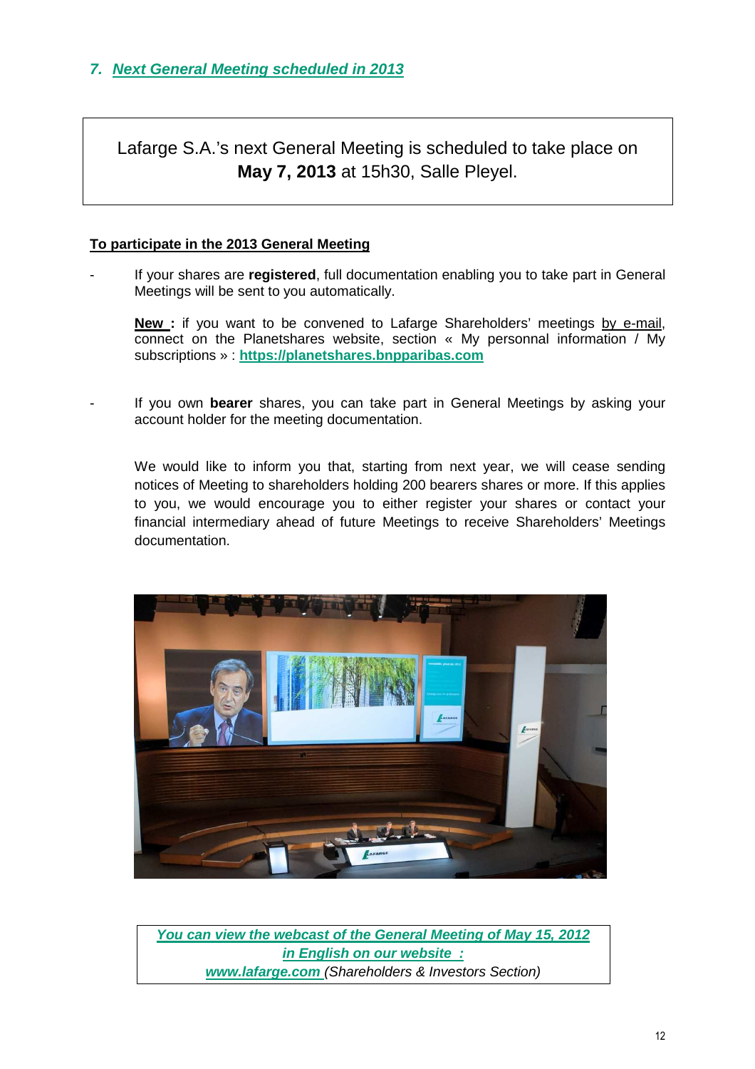## 7. Next General Meeting scheduled in 2013

Lafarge S.A.'s next General Meeting is scheduled to take place on **May 7, 2013** at 15h30, Salle Pleyel.

**To participate in the 2013 General Meeting**

- If your shares are **registered**, full documentation enabling you to take part in General Meetings will be sent to you automatically.

  **New :** if you want to be convened to Lafarge Shareholders' meetings by e-mail, connect on the Planetshares website, section « My personnal information / My subscriptions » : **https://planetshares.bnpparibas.com**

- If you own **bearer** shares, you can take part in General Meetings by asking your account holder for the meeting documentation.

  We would like to inform you that, starting from next year, we will cease sending notices of Meeting to shareholders holding 200 bearers shares or more. If this applies to you, we would encourage you to either register your shares or contact your financial intermediary ahead of future Meetings to receive Shareholders' Meetings documentation.

***You can view the webcast of the General Meeting of May 15, 2012 in English on our website :***
***www.lafarge.com*** *(Shareholders & Investors Section)*